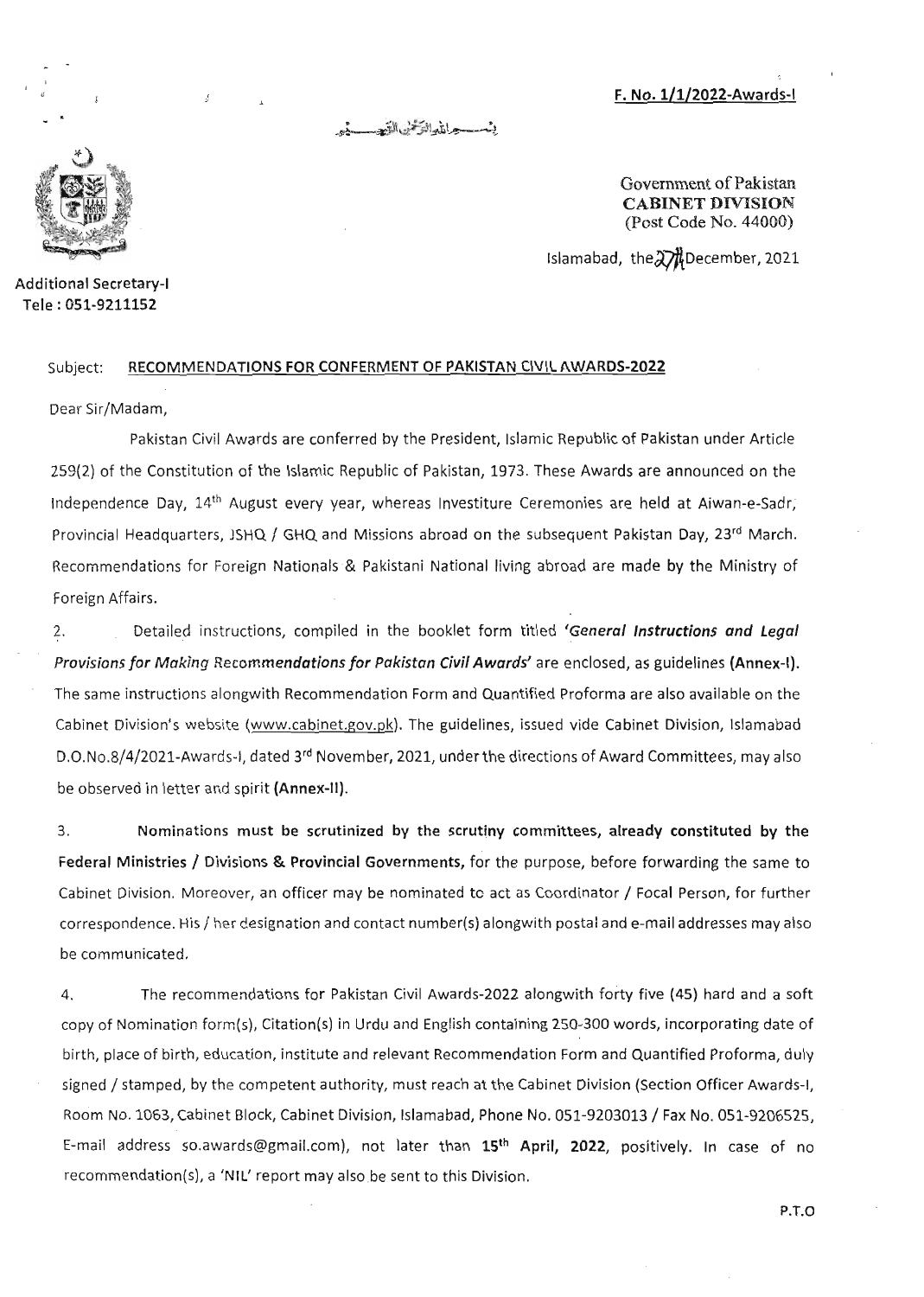F. No. 1/1/2022-Awards-I

بسم اللہ الرحمن الرحیم

Government of Pakistan
**CABINET DIVISION**
(Post Code No. 44000)

Islamabad, the 27th December, 2021

**Additional Secretary-I**
**Tele : 051-9211152**

Subject: **RECOMMENDATIONS FOR CONFERMENT OF PAKISTAN CIVIL AWARDS-2022**

Dear Sir/Madam,

Pakistan Civil Awards are conferred by the President, Islamic Republic of Pakistan under Article 259(2) of the Constitution of the Islamic Republic of Pakistan, 1973. These Awards are announced on the Independence Day, 14th August every year, whereas Investiture Ceremonies are held at Aiwan-e-Sadr, Provincial Headquarters, JSHQ / GHQ and Missions abroad on the subsequent Pakistan Day, 23rd March. Recommendations for Foreign Nationals & Pakistani National living abroad are made by the Ministry of Foreign Affairs.

2. Detailed instructions, compiled in the booklet form titled ***'General Instructions and Legal Provisions for Making Recommendations for Pakistan Civil Awards'*** are enclosed, as guidelines **(Annex-I)**. The same instructions alongwith Recommendation Form and Quantified Proforma are also available on the Cabinet Division's website (www.cabinet.gov.pk). The guidelines, issued vide Cabinet Division, Islamabad D.O.No.8/4/2021-Awards-I, dated 3rd November, 2021, under the directions of Award Committees, may also be observed in letter and spirit **(Annex-II)**.

3. **Nominations must be scrutinized by the scrutiny committees, already constituted by the Federal Ministries / Divisions & Provincial Governments,** for the purpose, before forwarding the same to Cabinet Division. Moreover, an officer may be nominated to act as Coordinator / Focal Person, for further correspondence. His / her designation and contact number(s) alongwith postal and e-mail addresses may also be communicated.

4. The recommendations for Pakistan Civil Awards-2022 alongwith forty five (45) hard and a soft copy of Nomination form(s), Citation(s) in Urdu and English containing 250-300 words, incorporating date of birth, place of birth, education, institute and relevant Recommendation Form and Quantified Proforma, duly signed / stamped, by the competent authority, must reach at the Cabinet Division (Section Officer Awards-I, Room No. 1063, Cabinet Block, Cabinet Division, Islamabad, Phone No. 051-9203013 / Fax No. 051-9206525, E-mail address so.awards@gmail.com), not later than **15th April, 2022**, positively. In case of no recommendation(s), a 'NIL' report may also be sent to this Division.

P.T.O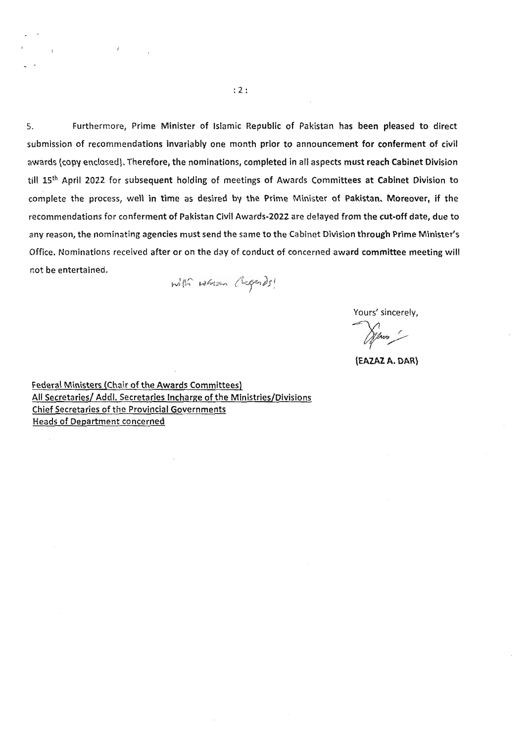5. Furthermore, Prime Minister of Islamic Republic of Pakistan has been pleased to direct submission of recommendations invariably one month prior to announcement for conferment of civil awards (copy enclosed). Therefore, the nominations, completed in all aspects must reach Cabinet Division till 15th April 2022 for subsequent holding of meetings of Awards Committees at Cabinet Division to complete the process, well in time as desired by the Prime Minister of Pakistan. Moreover, if the recommendations for conferment of Pakistan Civil Awards-2022 are delayed from the cut-off date, due to any reason, the nominating agencies must send the same to the Cabinet Division through Prime Minister's Office. Nominations received after or on the day of conduct of concerned award committee meeting will not be entertained.

With warm regards!

Yours' sincerely,

**(EAZAZ A. DAR)**

Federal Ministers (Chair of the Awards Committees)
All Secretaries/ Addl. Secretaries Incharge of the Ministries/Divisions
Chief Secretaries of the Provincial Governments
Heads of Department concerned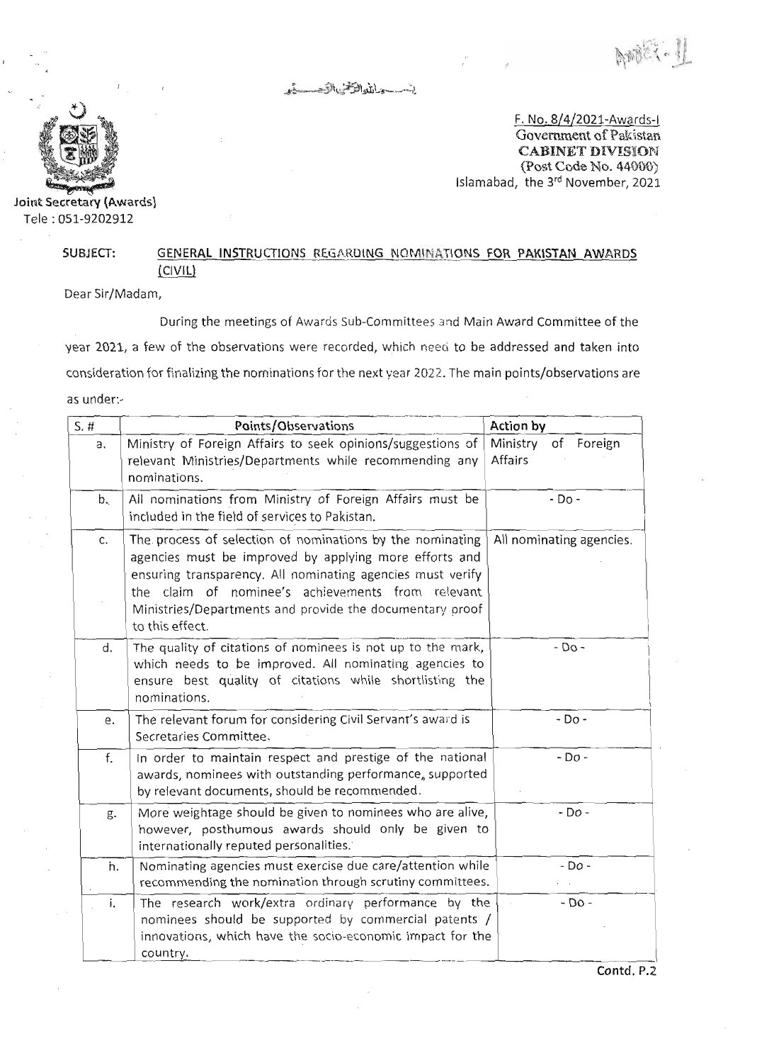Annex-II

بسم اللہ الرحمن الرحیم

Joint Secretary (Awards)
Tele : 051-9202912

F. No. 8/4/2021-Awards-I
Government of Pakistan
**CABINET DIVISION**
(Post Code No. 44000)
Islamabad, the 3rd November, 2021

**SUBJECT: GENERAL INSTRUCTIONS REGARDING NOMINATIONS FOR PAKISTAN AWARDS (CIVIL)**

Dear Sir/Madam,

During the meetings of Awards Sub-Committees and Main Award Committee of the year 2021, a few of the observations were recorded, which need to be addressed and taken into consideration for finalizing the nominations for the next year 2022. The main points/observations are as under:-

| S. # | Points/Observations | Action by |
|---|---|---|
| a. | Ministry of Foreign Affairs to seek opinions/suggestions of relevant Ministries/Departments while recommending any nominations. | Ministry of Foreign Affairs |
| b. | All nominations from Ministry of Foreign Affairs must be included in the field of services to Pakistan. | - Do - |
| c. | The process of selection of nominations by the nominating agencies must be improved by applying more efforts and ensuring transparency. All nominating agencies must verify the claim of nominee's achievements from relevant Ministries/Departments and provide the documentary proof to this effect. | All nominating agencies. |
| d. | The quality of citations of nominees is not up to the mark, which needs to be improved. All nominating agencies to ensure best quality of citations while shortlisting the nominations. | - Do - |
| e. | The relevant forum for considering Civil Servant's award is Secretaries Committee. | - Do - |
| f. | In order to maintain respect and prestige of the national awards, nominees with outstanding performance, supported by relevant documents, should be recommended. | - Do - |
| g. | More weightage should be given to nominees who are alive, however, posthumous awards should only be given to internationally reputed personalities. | - Do - |
| h. | Nominating agencies must exercise due care/attention while recommending the nomination through scrutiny committees. | - Do - |
| i. | The research work/extra ordinary performance by the nominees should be supported by commercial patents / innovations, which have the socio-economic impact for the country. | - Do - |

Contd. P.2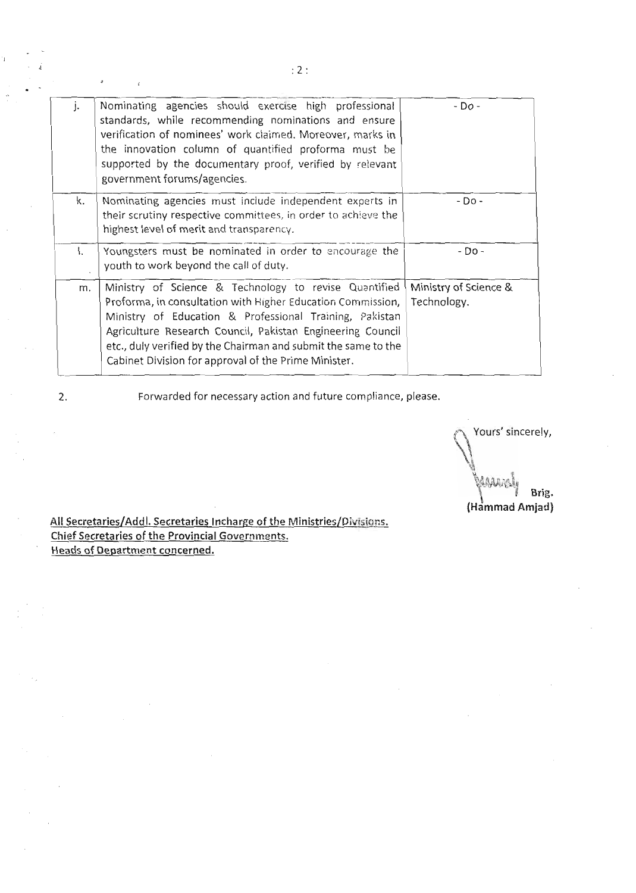| j. | Nominating agencies should exercise high professional standards, while recommending nominations and ensure verification of nominees' work claimed. Moreover, marks in the innovation column of quantified proforma must be supported by the documentary proof, verified by relevant government forums/agencies. | - Do - |
|---|---|---|
| k. | Nominating agencies must include independent experts in their scrutiny respective committees, in order to achieve the highest level of merit and transparency. | - Do - |
| l. | Youngsters must be nominated in order to encourage the youth to work beyond the call of duty. | - Do - |
| m. | Ministry of Science & Technology to revise Quantified Proforma, in consultation with Higher Education Commission, Ministry of Education & Professional Training, Pakistan Agriculture Research Council, Pakistan Engineering Council etc., duly verified by the Chairman and submit the same to the Cabinet Division for approval of the Prime Minister. | Ministry of Science & Technology. |

2. Forwarded for necessary action and future compliance, please.

Yours' sincerely,

Brig.
(Hammad Amjad)

**All Secretaries/Addl. Secretaries Incharge of the Ministries/Divisions.**
**Chief Secretaries of the Provincial Governments.**
**Heads of Department concerned.**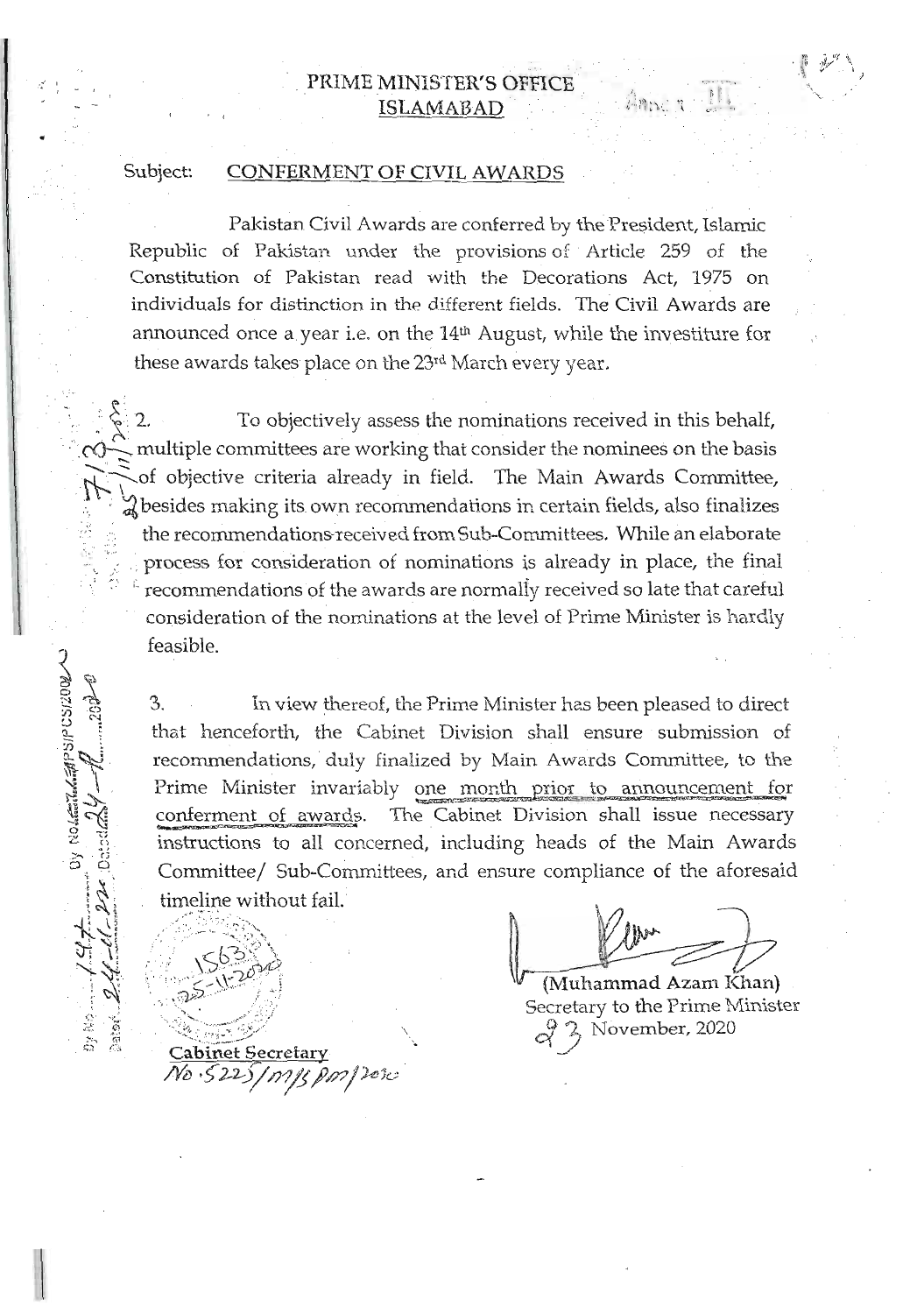# PRIME MINISTER'S OFFICE
## ISLAMABAD

Subject: **CONFERMENT OF CIVIL AWARDS**

Pakistan Civil Awards are conferred by the President, Islamic Republic of Pakistan under the provisions of Article 259 of the Constitution of Pakistan read with the Decorations Act, 1975 on individuals for distinction in the different fields. The Civil Awards are announced once a year i.e. on the 14th August, while the investiture for these awards takes place on the 23rd March every year.

2. To objectively assess the nominations received in this behalf, multiple committees are working that consider the nominees on the basis of objective criteria already in field. The Main Awards Committee, besides making its own recommendations in certain fields, also finalizes the recommendations received from Sub-Committees. While an elaborate process for consideration of nominations is already in place, the final recommendations of the awards are normally received so late that careful consideration of the nominations at the level of Prime Minister is hardly feasible.

3. In view thereof, the Prime Minister has been pleased to direct that henceforth, the Cabinet Division shall ensure submission of recommendations, duly finalized by Main Awards Committee, to the Prime Minister invariably one month prior to announcement for conferment of awards. The Cabinet Division shall issue necessary instructions to all concerned, including heads of the Main Awards Committee/ Sub-Committees, and ensure compliance of the aforesaid timeline without fail.

(Muhammad Azam Khan)
Secretary to the Prime Minister
23 November, 2020

**Cabinet Secretary**
No.5225/M/SPM/2020